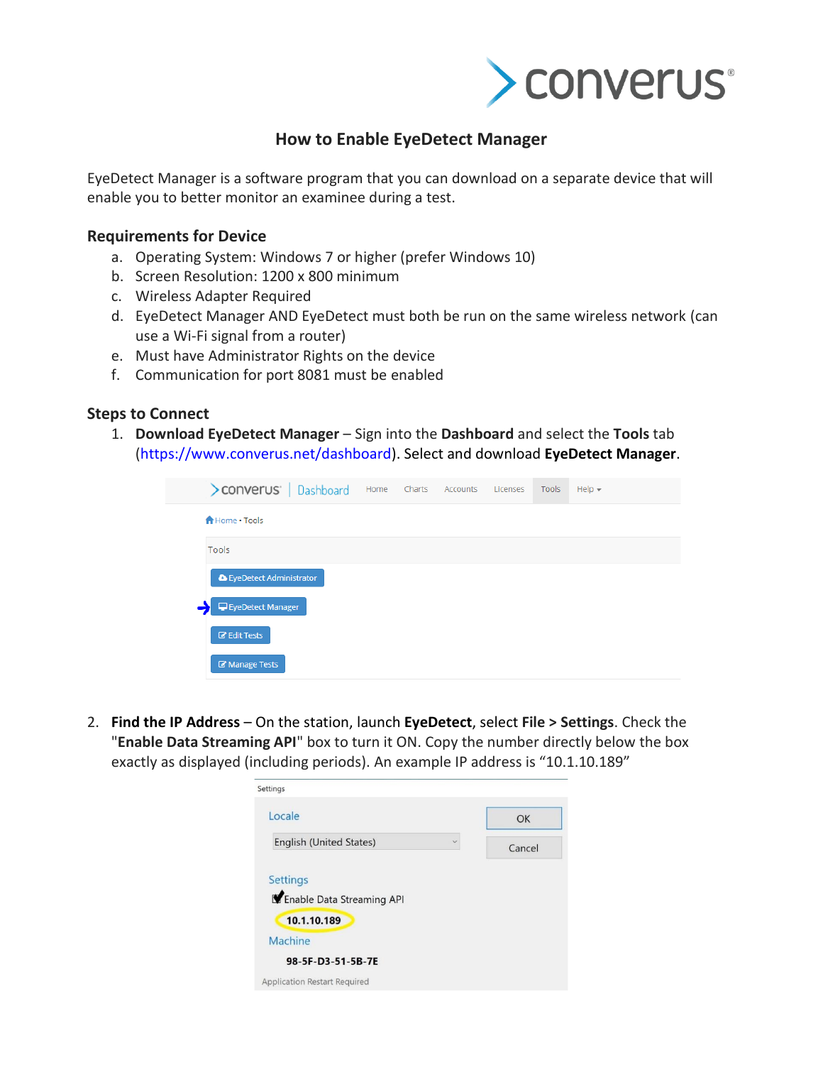## How to Enable EyeDetect Manager

EyeDetect Manager is a software program that you can download on a separate device that will enable you to better monitor an examinee during a test.

### Requirements for Device

a. Operating System: Windows 7 or higher (prefer Windows 10)
b. Screen Resolution: 1200 x 800 minimum
c. Wireless Adapter Required
d. EyeDetect Manager AND EyeDetect must both be run on the same wireless network (can use a Wi-Fi signal from a router)
e. Must have Administrator Rights on the device
f. Communication for port 8081 must be enabled

### Steps to Connect

1. **Download EyeDetect Manager** – Sign into the **Dashboard** and select the **Tools** tab (https://www.converus.net/dashboard). Select and download **EyeDetect Manager**.

2. **Find the IP Address** – On the station, launch **EyeDetect**, select **File > Settings**. Check the "**Enable Data Streaming API**" box to turn it ON. Copy the number directly below the box exactly as displayed (including periods). An example IP address is "10.1.10.189"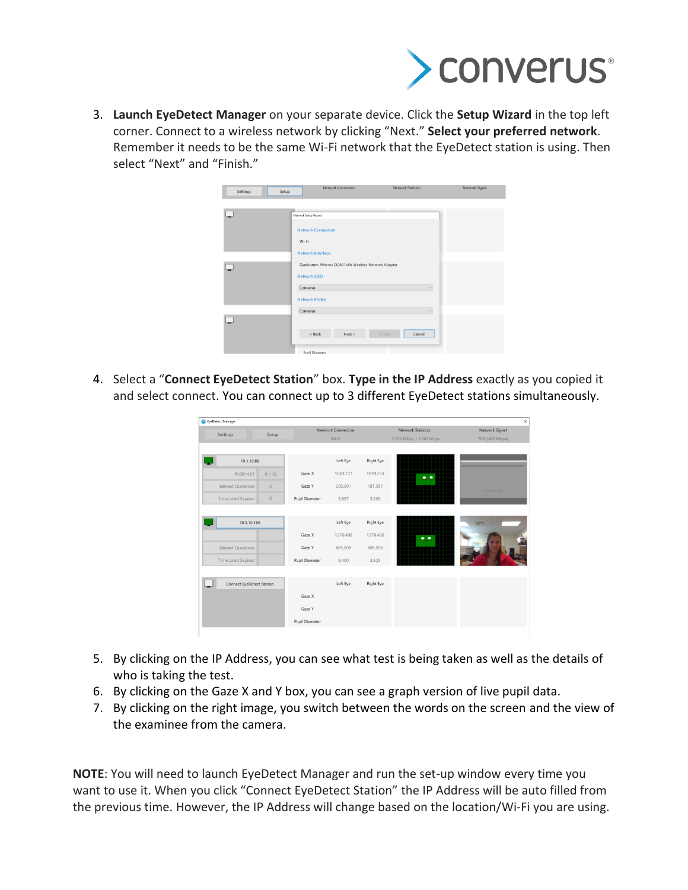3. **Launch EyeDetect Manager** on your separate device. Click the **Setup Wizard** in the top left corner. Connect to a wireless network by clicking "Next." **Select your preferred network**. Remember it needs to be the same Wi-Fi network that the EyeDetect station is using. Then select "Next" and "Finish."

4. Select a "**Connect EyeDetect Station**" box. **Type in the IP Address** exactly as you copied it and select connect. You can connect up to 3 different EyeDetect stations simultaneously.

5. By clicking on the IP Address, you can see what test is being taken as well as the details of who is taking the test.
6. By clicking on the Gaze X and Y box, you can see a graph version of live pupil data.
7. By clicking on the right image, you switch between the words on the screen and the view of the examinee from the camera.

**NOTE**: You will need to launch EyeDetect Manager and run the set-up window every time you want to use it. When you click "Connect EyeDetect Station" the IP Address will be auto filled from the previous time. However, the IP Address will change based on the location/Wi-Fi you are using.